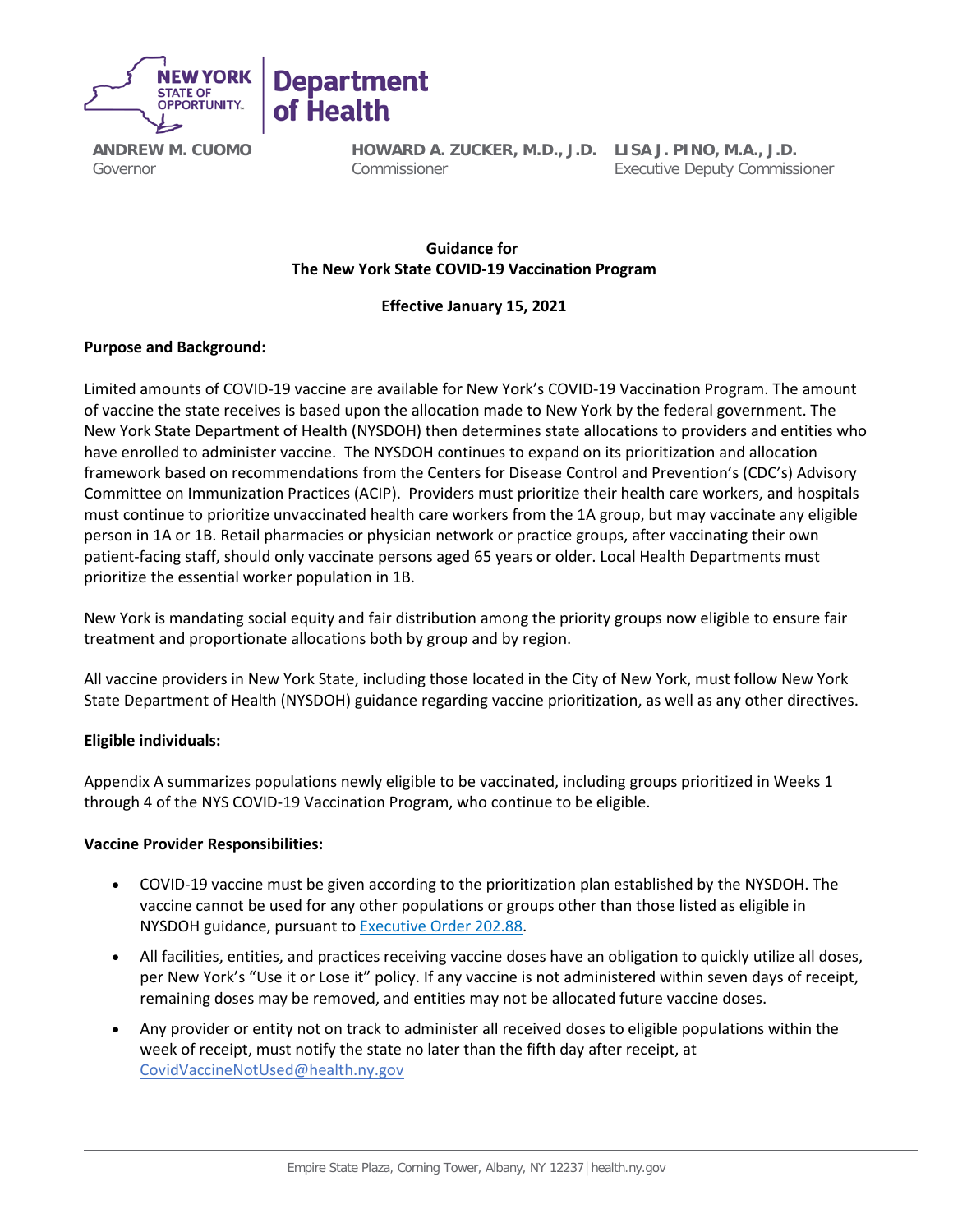**ANDREW M. CUOMO**
Governor

**HOWARD A. ZUCKER, M.D., J.D.**
Commissioner

**LISA J. PINO, M.A., J.D.**
Executive Deputy Commissioner

## Guidance for The New York State COVID-19 Vaccination Program

**Effective January 15, 2021**

### Purpose and Background:

Limited amounts of COVID-19 vaccine are available for New York's COVID-19 Vaccination Program. The amount of vaccine the state receives is based upon the allocation made to New York by the federal government. The New York State Department of Health (NYSDOH) then determines state allocations to providers and entities who have enrolled to administer vaccine. The NYSDOH continues to expand on its prioritization and allocation framework based on recommendations from the Centers for Disease Control and Prevention's (CDC's) Advisory Committee on Immunization Practices (ACIP). Providers must prioritize their health care workers, and hospitals must continue to prioritize unvaccinated health care workers from the 1A group, but may vaccinate any eligible person in 1A or 1B. Retail pharmacies or physician network or practice groups, after vaccinating their own patient-facing staff, should only vaccinate persons aged 65 years or older. Local Health Departments must prioritize the essential worker population in 1B.

New York is mandating social equity and fair distribution among the priority groups now eligible to ensure fair treatment and proportionate allocations both by group and by region.

All vaccine providers in New York State, including those located in the City of New York, must follow New York State Department of Health (NYSDOH) guidance regarding vaccine prioritization, as well as any other directives.

### Eligible individuals:

Appendix A summarizes populations newly eligible to be vaccinated, including groups prioritized in Weeks 1 through 4 of the NYS COVID-19 Vaccination Program, who continue to be eligible.

### Vaccine Provider Responsibilities:

- COVID-19 vaccine must be given according to the prioritization plan established by the NYSDOH. The vaccine cannot be used for any other populations or groups other than those listed as eligible in NYSDOH guidance, pursuant to Executive Order 202.88.
- All facilities, entities, and practices receiving vaccine doses have an obligation to quickly utilize all doses, per New York's "Use it or Lose it" policy. If any vaccine is not administered within seven days of receipt, remaining doses may be removed, and entities may not be allocated future vaccine doses.
- Any provider or entity not on track to administer all received doses to eligible populations within the week of receipt, must notify the state no later than the fifth day after receipt, at CovidVaccineNotUsed@health.ny.gov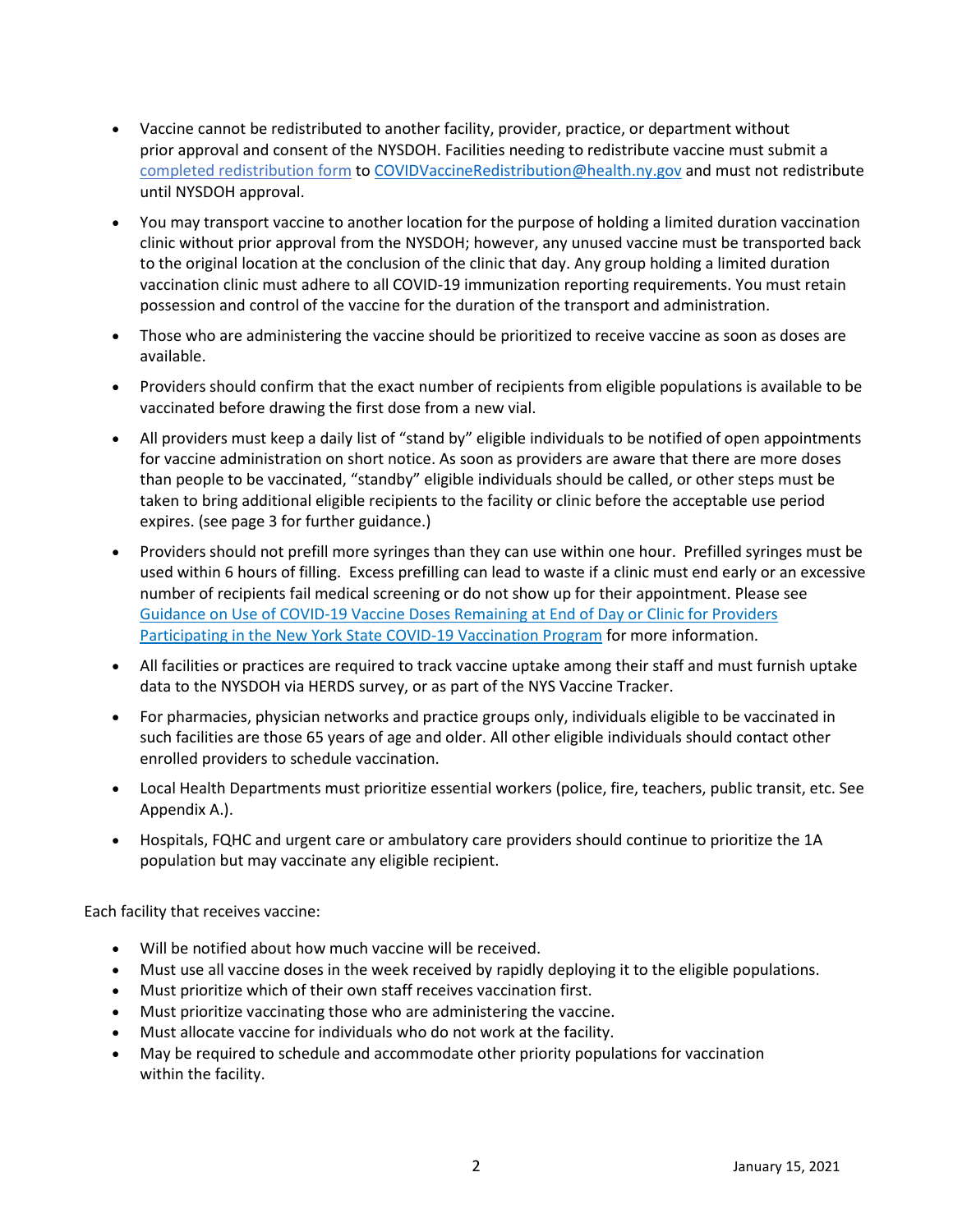- Vaccine cannot be redistributed to another facility, provider, practice, or department without prior approval and consent of the NYSDOH. Facilities needing to redistribute vaccine must submit a [completed redistribution form]() to [COVIDVaccineRedistribution@health.ny.gov](mailto:COVIDVaccineRedistribution@health.ny.gov) and must not redistribute until NYSDOH approval.
- You may transport vaccine to another location for the purpose of holding a limited duration vaccination clinic without prior approval from the NYSDOH; however, any unused vaccine must be transported back to the original location at the conclusion of the clinic that day. Any group holding a limited duration vaccination clinic must adhere to all COVID-19 immunization reporting requirements. You must retain possession and control of the vaccine for the duration of the transport and administration.
- Those who are administering the vaccine should be prioritized to receive vaccine as soon as doses are available.
- Providers should confirm that the exact number of recipients from eligible populations is available to be vaccinated before drawing the first dose from a new vial.
- All providers must keep a daily list of "stand by" eligible individuals to be notified of open appointments for vaccine administration on short notice. As soon as providers are aware that there are more doses than people to be vaccinated, "standby" eligible individuals should be called, or other steps must be taken to bring additional eligible recipients to the facility or clinic before the acceptable use period expires. (see page 3 for further guidance.)
- Providers should not prefill more syringes than they can use within one hour. Prefilled syringes must be used within 6 hours of filling. Excess prefilling can lead to waste if a clinic must end early or an excessive number of recipients fail medical screening or do not show up for their appointment. Please see [Guidance on Use of COVID-19 Vaccine Doses Remaining at End of Day or Clinic for Providers Participating in the New York State COVID-19 Vaccination Program]() for more information.
- All facilities or practices are required to track vaccine uptake among their staff and must furnish uptake data to the NYSDOH via HERDS survey, or as part of the NYS Vaccine Tracker.
- For pharmacies, physician networks and practice groups only, individuals eligible to be vaccinated in such facilities are those 65 years of age and older. All other eligible individuals should contact other enrolled providers to schedule vaccination.
- Local Health Departments must prioritize essential workers (police, fire, teachers, public transit, etc. See Appendix A.).
- Hospitals, FQHC and urgent care or ambulatory care providers should continue to prioritize the 1A population but may vaccinate any eligible recipient.

Each facility that receives vaccine:

- Will be notified about how much vaccine will be received.
- Must use all vaccine doses in the week received by rapidly deploying it to the eligible populations.
- Must prioritize which of their own staff receives vaccination first.
- Must prioritize vaccinating those who are administering the vaccine.
- Must allocate vaccine for individuals who do not work at the facility.
- May be required to schedule and accommodate other priority populations for vaccination within the facility.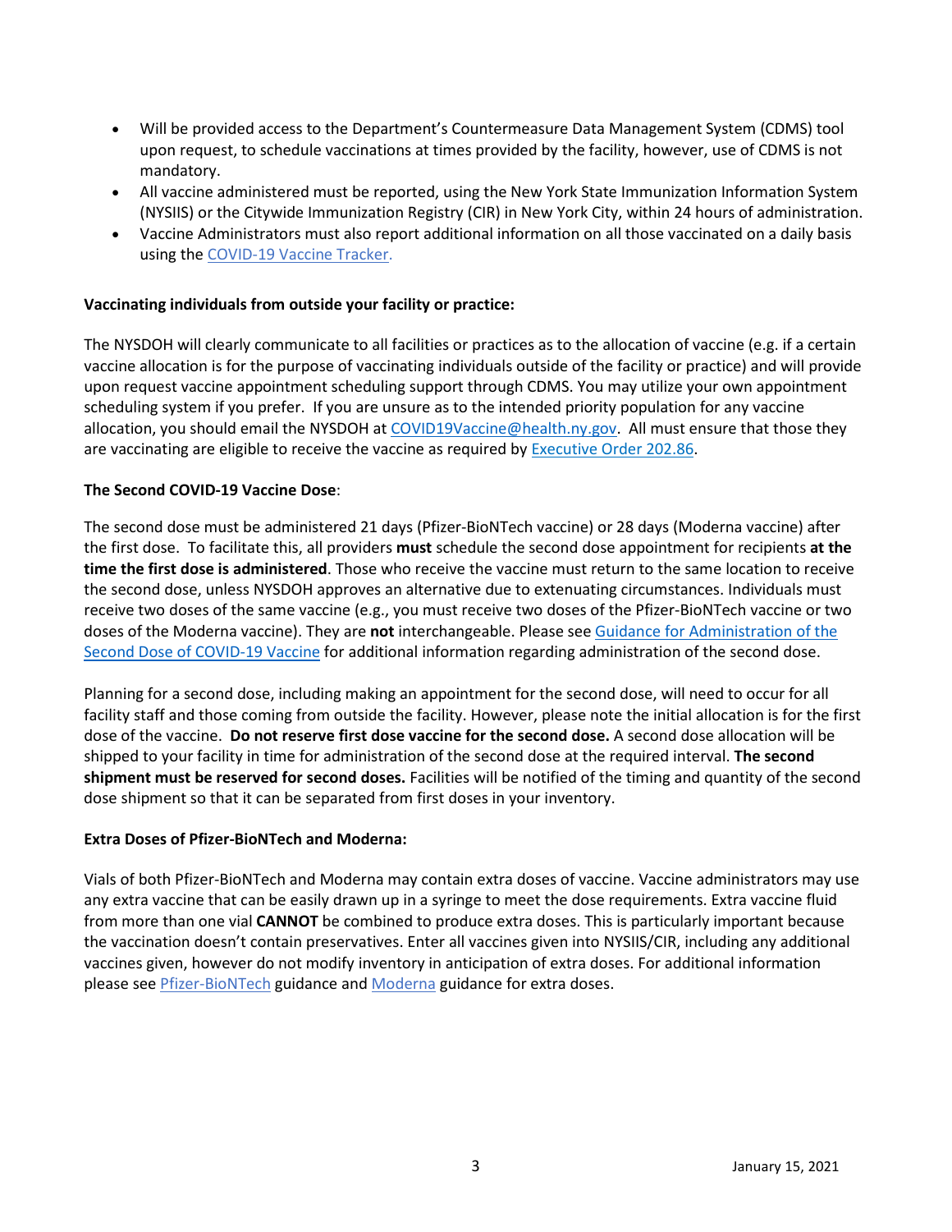- Will be provided access to the Department's Countermeasure Data Management System (CDMS) tool upon request, to schedule vaccinations at times provided by the facility, however, use of CDMS is not mandatory.
- All vaccine administered must be reported, using the New York State Immunization Information System (NYSIIS) or the Citywide Immunization Registry (CIR) in New York City, within 24 hours of administration.
- Vaccine Administrators must also report additional information on all those vaccinated on a daily basis using the COVID-19 Vaccine Tracker.

**Vaccinating individuals from outside your facility or practice:**

The NYSDOH will clearly communicate to all facilities or practices as to the allocation of vaccine (e.g. if a certain vaccine allocation is for the purpose of vaccinating individuals outside of the facility or practice) and will provide upon request vaccine appointment scheduling support through CDMS. You may utilize your own appointment scheduling system if you prefer. If you are unsure as to the intended priority population for any vaccine allocation, you should email the NYSDOH at COVID19Vaccine@health.ny.gov. All must ensure that those they are vaccinating are eligible to receive the vaccine as required by Executive Order 202.86.

**The Second COVID-19 Vaccine Dose**:

The second dose must be administered 21 days (Pfizer-BioNTech vaccine) or 28 days (Moderna vaccine) after the first dose. To facilitate this, all providers **must** schedule the second dose appointment for recipients **at the time the first dose is administered**. Those who receive the vaccine must return to the same location to receive the second dose, unless NYSDOH approves an alternative due to extenuating circumstances. Individuals must receive two doses of the same vaccine (e.g., you must receive two doses of the Pfizer-BioNTech vaccine or two doses of the Moderna vaccine). They are **not** interchangeable. Please see Guidance for Administration of the Second Dose of COVID-19 Vaccine for additional information regarding administration of the second dose.

Planning for a second dose, including making an appointment for the second dose, will need to occur for all facility staff and those coming from outside the facility. However, please note the initial allocation is for the first dose of the vaccine. **Do not reserve first dose vaccine for the second dose.** A second dose allocation will be shipped to your facility in time for administration of the second dose at the required interval. **The second shipment must be reserved for second doses.** Facilities will be notified of the timing and quantity of the second dose shipment so that it can be separated from first doses in your inventory.

**Extra Doses of Pfizer-BioNTech and Moderna:**

Vials of both Pfizer-BioNTech and Moderna may contain extra doses of vaccine. Vaccine administrators may use any extra vaccine that can be easily drawn up in a syringe to meet the dose requirements. Extra vaccine fluid from more than one vial **CANNOT** be combined to produce extra doses. This is particularly important because the vaccination doesn't contain preservatives. Enter all vaccines given into NYSIIS/CIR, including any additional vaccines given, however do not modify inventory in anticipation of extra doses. For additional information please see Pfizer-BioNTech guidance and Moderna guidance for extra doses.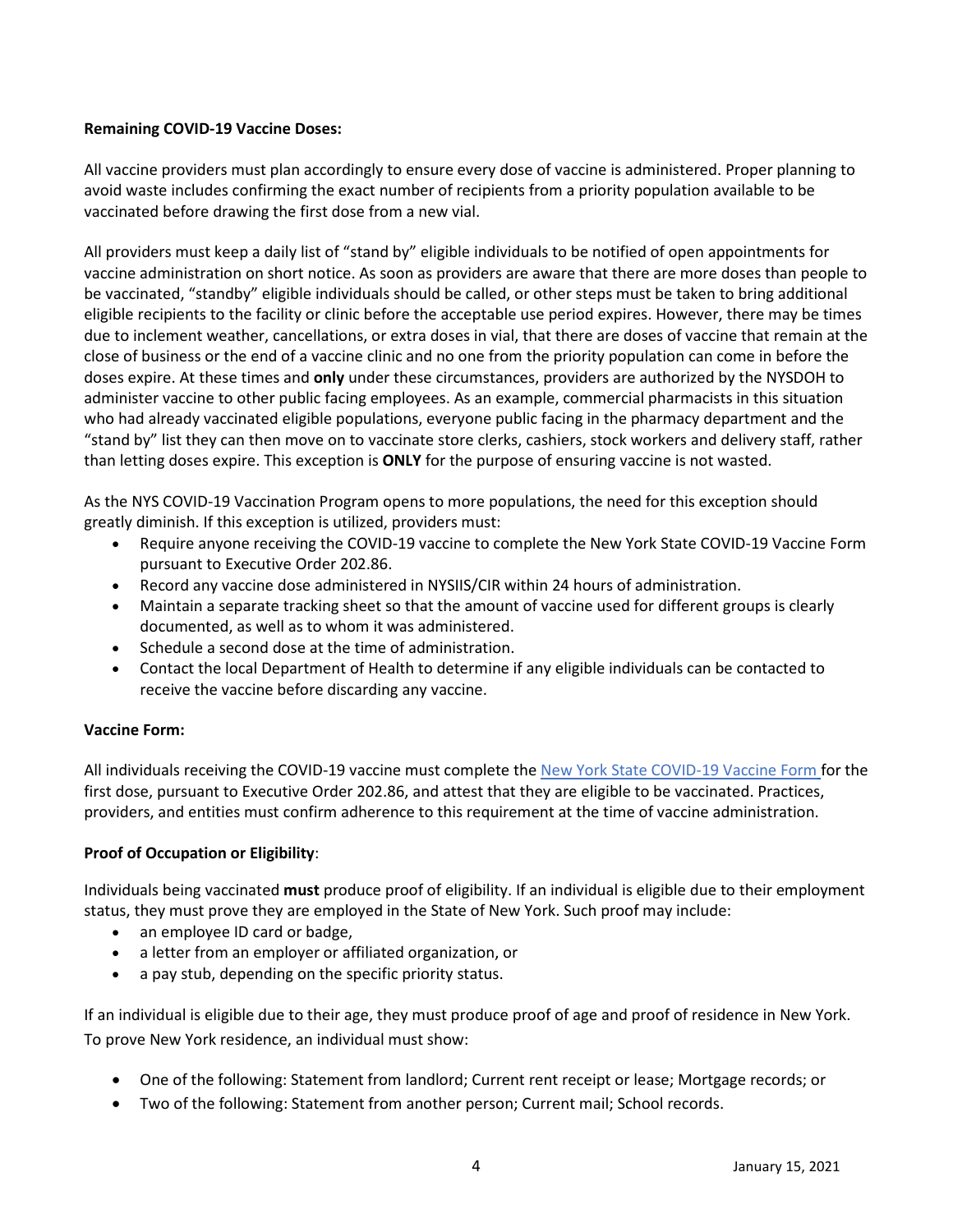**Remaining COVID-19 Vaccine Doses:**

All vaccine providers must plan accordingly to ensure every dose of vaccine is administered. Proper planning to avoid waste includes confirming the exact number of recipients from a priority population available to be vaccinated before drawing the first dose from a new vial.

All providers must keep a daily list of "stand by" eligible individuals to be notified of open appointments for vaccine administration on short notice. As soon as providers are aware that there are more doses than people to be vaccinated, "standby" eligible individuals should be called, or other steps must be taken to bring additional eligible recipients to the facility or clinic before the acceptable use period expires. However, there may be times due to inclement weather, cancellations, or extra doses in vial, that there are doses of vaccine that remain at the close of business or the end of a vaccine clinic and no one from the priority population can come in before the doses expire. At these times and **only** under these circumstances, providers are authorized by the NYSDOH to administer vaccine to other public facing employees. As an example, commercial pharmacists in this situation who had already vaccinated eligible populations, everyone public facing in the pharmacy department and the "stand by" list they can then move on to vaccinate store clerks, cashiers, stock workers and delivery staff, rather than letting doses expire. This exception is **ONLY** for the purpose of ensuring vaccine is not wasted.

As the NYS COVID-19 Vaccination Program opens to more populations, the need for this exception should greatly diminish. If this exception is utilized, providers must:

- Require anyone receiving the COVID-19 vaccine to complete the New York State COVID-19 Vaccine Form pursuant to Executive Order 202.86.
- Record any vaccine dose administered in NYSIIS/CIR within 24 hours of administration.
- Maintain a separate tracking sheet so that the amount of vaccine used for different groups is clearly documented, as well as to whom it was administered.
- Schedule a second dose at the time of administration.
- Contact the local Department of Health to determine if any eligible individuals can be contacted to receive the vaccine before discarding any vaccine.

**Vaccine Form:**

All individuals receiving the COVID-19 vaccine must complete the New York State COVID-19 Vaccine Form for the first dose, pursuant to Executive Order 202.86, and attest that they are eligible to be vaccinated. Practices, providers, and entities must confirm adherence to this requirement at the time of vaccine administration.

**Proof of Occupation or Eligibility**:

Individuals being vaccinated **must** produce proof of eligibility. If an individual is eligible due to their employment status, they must prove they are employed in the State of New York. Such proof may include:

- an employee ID card or badge,
- a letter from an employer or affiliated organization, or
- a pay stub, depending on the specific priority status.

If an individual is eligible due to their age, they must produce proof of age and proof of residence in New York. To prove New York residence, an individual must show:

- One of the following: Statement from landlord; Current rent receipt or lease; Mortgage records; or
- Two of the following: Statement from another person; Current mail; School records.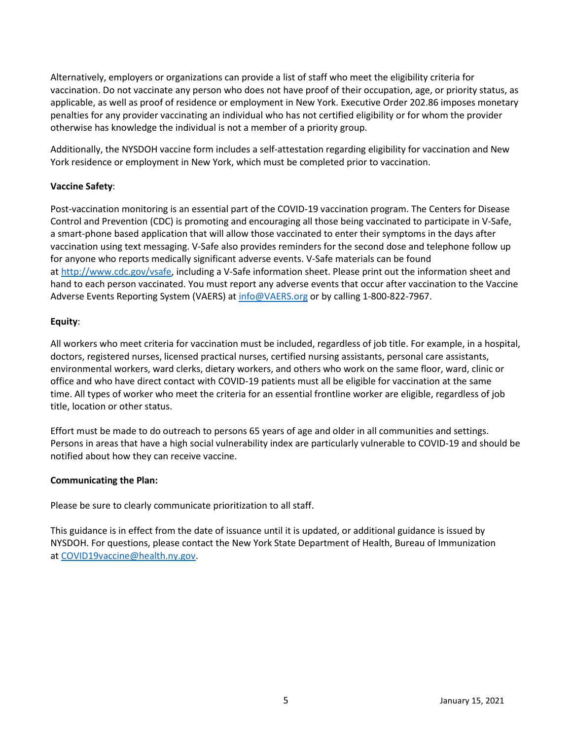Alternatively, employers or organizations can provide a list of staff who meet the eligibility criteria for vaccination. Do not vaccinate any person who does not have proof of their occupation, age, or priority status, as applicable, as well as proof of residence or employment in New York. Executive Order 202.86 imposes monetary penalties for any provider vaccinating an individual who has not certified eligibility or for whom the provider otherwise has knowledge the individual is not a member of a priority group.

Additionally, the NYSDOH vaccine form includes a self-attestation regarding eligibility for vaccination and New York residence or employment in New York, which must be completed prior to vaccination.

**Vaccine Safety**:

Post-vaccination monitoring is an essential part of the COVID-19 vaccination program. The Centers for Disease Control and Prevention (CDC) is promoting and encouraging all those being vaccinated to participate in V-Safe, a smart-phone based application that will allow those vaccinated to enter their symptoms in the days after vaccination using text messaging. V-Safe also provides reminders for the second dose and telephone follow up for anyone who reports medically significant adverse events. V-Safe materials can be found at [http://www.cdc.gov/vsafe](http://www.cdc.gov/vsafe), including a V-Safe information sheet. Please print out the information sheet and hand to each person vaccinated. You must report any adverse events that occur after vaccination to the Vaccine Adverse Events Reporting System (VAERS) at [info@VAERS.org](mailto:info@VAERS.org) or by calling 1-800-822-7967.

**Equity**:

All workers who meet criteria for vaccination must be included, regardless of job title. For example, in a hospital, doctors, registered nurses, licensed practical nurses, certified nursing assistants, personal care assistants, environmental workers, ward clerks, dietary workers, and others who work on the same floor, ward, clinic or office and who have direct contact with COVID-19 patients must all be eligible for vaccination at the same time. All types of worker who meet the criteria for an essential frontline worker are eligible, regardless of job title, location or other status.

Effort must be made to do outreach to persons 65 years of age and older in all communities and settings. Persons in areas that have a high social vulnerability index are particularly vulnerable to COVID-19 and should be notified about how they can receive vaccine.

**Communicating the Plan:**

Please be sure to clearly communicate prioritization to all staff.

This guidance is in effect from the date of issuance until it is updated, or additional guidance is issued by NYSDOH. For questions, please contact the New York State Department of Health, Bureau of Immunization at [COVID19vaccine@health.ny.gov](mailto:COVID19vaccine@health.ny.gov).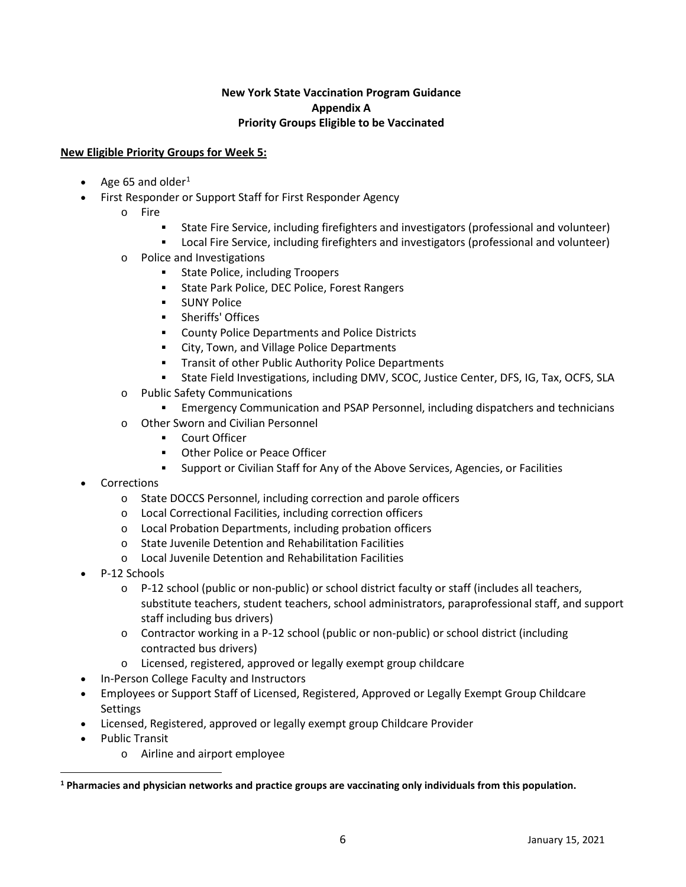**New York State Vaccination Program Guidance**
**Appendix A**
**Priority Groups Eligible to be Vaccinated**

**New Eligible Priority Groups for Week 5:**

- Age 65 and older[1]
- First Responder or Support Staff for First Responder Agency
  - Fire
    - State Fire Service, including firefighters and investigators (professional and volunteer)
    - Local Fire Service, including firefighters and investigators (professional and volunteer)
  - Police and Investigations
    - State Police, including Troopers
    - State Park Police, DEC Police, Forest Rangers
    - SUNY Police
    - Sheriffs' Offices
    - County Police Departments and Police Districts
    - City, Town, and Village Police Departments
    - Transit of other Public Authority Police Departments
    - State Field Investigations, including DMV, SCOC, Justice Center, DFS, IG, Tax, OCFS, SLA
  - Public Safety Communications
    - Emergency Communication and PSAP Personnel, including dispatchers and technicians
  - Other Sworn and Civilian Personnel
    - Court Officer
    - Other Police or Peace Officer
    - Support or Civilian Staff for Any of the Above Services, Agencies, or Facilities
- Corrections
  - State DOCCS Personnel, including correction and parole officers
  - Local Correctional Facilities, including correction officers
  - Local Probation Departments, including probation officers
  - State Juvenile Detention and Rehabilitation Facilities
  - Local Juvenile Detention and Rehabilitation Facilities
- P-12 Schools
  - P-12 school (public or non-public) or school district faculty or staff (includes all teachers, substitute teachers, student teachers, school administrators, paraprofessional staff, and support staff including bus drivers)
  - Contractor working in a P-12 school (public or non-public) or school district (including contracted bus drivers)
  - Licensed, registered, approved or legally exempt group childcare
- In-Person College Faculty and Instructors
- Employees or Support Staff of Licensed, Registered, Approved or Legally Exempt Group Childcare Settings
- Licensed, Registered, approved or legally exempt group Childcare Provider
- Public Transit
  - Airline and airport employee

[1] **Pharmacies and physician networks and practice groups are vaccinating only individuals from this population.**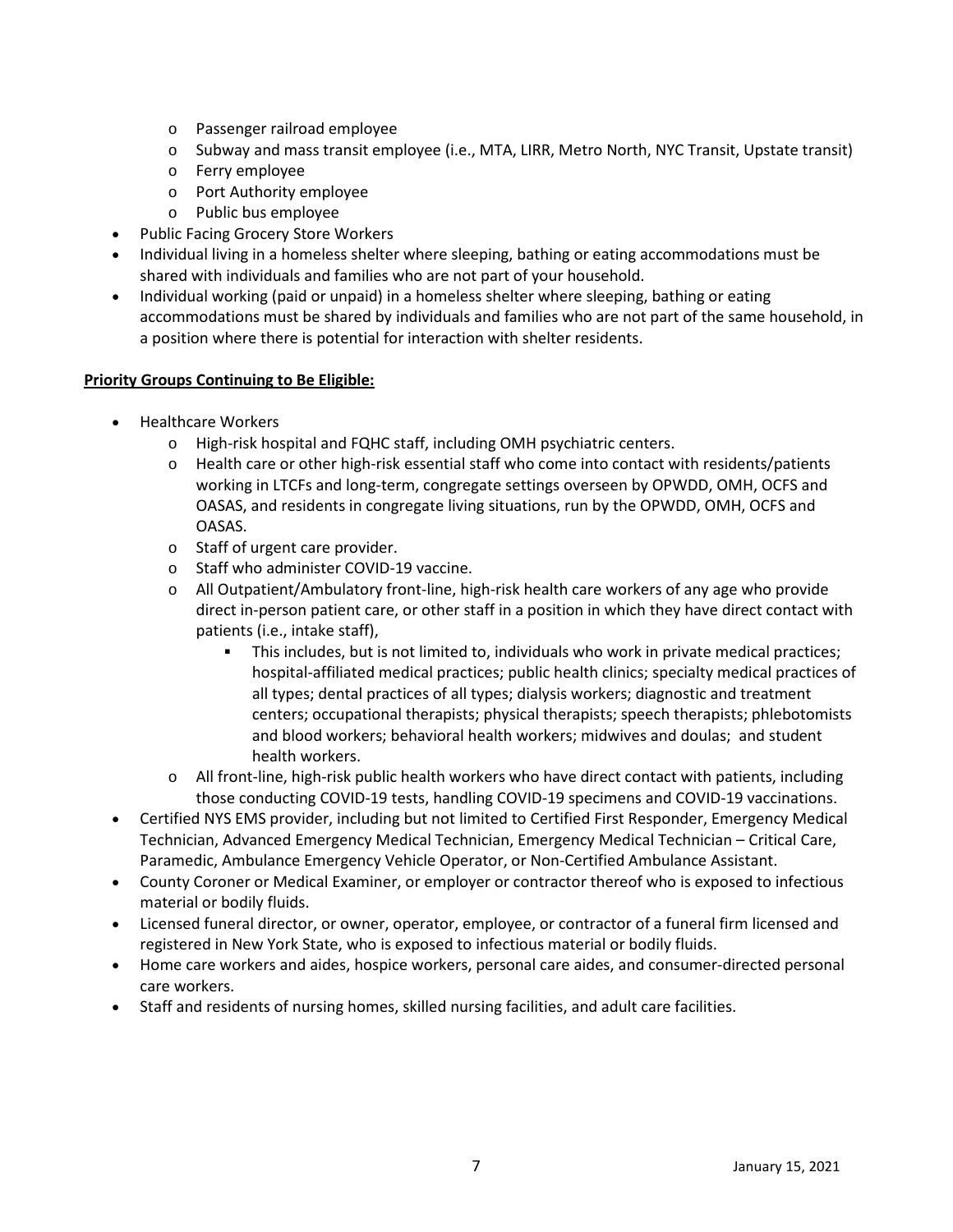- Passenger railroad employee
  - Subway and mass transit employee (i.e., MTA, LIRR, Metro North, NYC Transit, Upstate transit)
  - Ferry employee
  - Port Authority employee
  - Public bus employee
- Public Facing Grocery Store Workers
- Individual living in a homeless shelter where sleeping, bathing or eating accommodations must be shared with individuals and families who are not part of your household.
- Individual working (paid or unpaid) in a homeless shelter where sleeping, bathing or eating accommodations must be shared by individuals and families who are not part of the same household, in a position where there is potential for interaction with shelter residents.

**Priority Groups Continuing to Be Eligible:**

- Healthcare Workers
  - High-risk hospital and FQHC staff, including OMH psychiatric centers.
  - Health care or other high-risk essential staff who come into contact with residents/patients working in LTCFs and long-term, congregate settings overseen by OPWDD, OMH, OCFS and OASAS, and residents in congregate living situations, run by the OPWDD, OMH, OCFS and OASAS.
  - Staff of urgent care provider.
  - Staff who administer COVID-19 vaccine.
  - All Outpatient/Ambulatory front-line, high-risk health care workers of any age who provide direct in-person patient care, or other staff in a position in which they have direct contact with patients (i.e., intake staff),
    - This includes, but is not limited to, individuals who work in private medical practices; hospital-affiliated medical practices; public health clinics; specialty medical practices of all types; dental practices of all types; dialysis workers; diagnostic and treatment centers; occupational therapists; physical therapists; speech therapists; phlebotomists and blood workers; behavioral health workers; midwives and doulas; and student health workers.
  - All front-line, high-risk public health workers who have direct contact with patients, including those conducting COVID-19 tests, handling COVID-19 specimens and COVID-19 vaccinations.
- Certified NYS EMS provider, including but not limited to Certified First Responder, Emergency Medical Technician, Advanced Emergency Medical Technician, Emergency Medical Technician – Critical Care, Paramedic, Ambulance Emergency Vehicle Operator, or Non-Certified Ambulance Assistant.
- County Coroner or Medical Examiner, or employer or contractor thereof who is exposed to infectious material or bodily fluids.
- Licensed funeral director, or owner, operator, employee, or contractor of a funeral firm licensed and registered in New York State, who is exposed to infectious material or bodily fluids.
- Home care workers and aides, hospice workers, personal care aides, and consumer-directed personal care workers.
- Staff and residents of nursing homes, skilled nursing facilities, and adult care facilities.